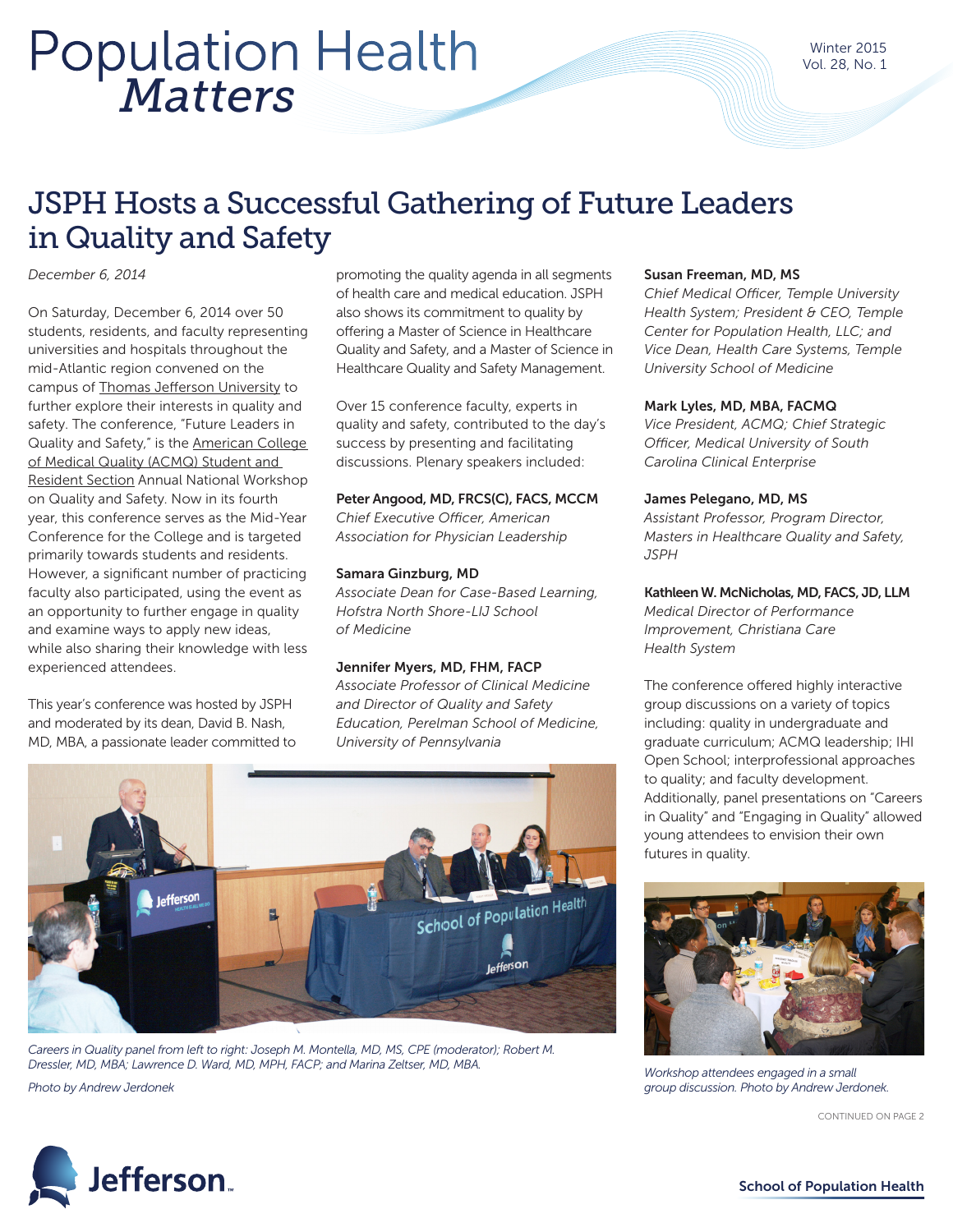# Population Health *Matters*

Winter 2015
Vol. 28, No. 1

## JSPH Hosts a Successful Gathering of Future Leaders in Quality and Safety

*December 6, 2014*

On Saturday, December 6, 2014 over 50 students, residents, and faculty representing universities and hospitals throughout the mid-Atlantic region convened on the campus of Thomas Jefferson University to further explore their interests in quality and safety. The conference, "Future Leaders in Quality and Safety," is the American College of Medical Quality (ACMQ) Student and Resident Section Annual National Workshop on Quality and Safety. Now in its fourth year, this conference serves as the Mid-Year Conference for the College and is targeted primarily towards students and residents. However, a significant number of practicing faculty also participated, using the event as an opportunity to further engage in quality and examine ways to apply new ideas, while also sharing their knowledge with less experienced attendees.

This year's conference was hosted by JSPH and moderated by its dean, David B. Nash, MD, MBA, a passionate leader committed to promoting the quality agenda in all segments of health care and medical education. JSPH also shows its commitment to quality by offering a Master of Science in Healthcare Quality and Safety, and a Master of Science in Healthcare Quality and Safety Management.

Over 15 conference faculty, experts in quality and safety, contributed to the day's success by presenting and facilitating discussions. Plenary speakers included:

**Peter Angood, MD, FRCS(C), FACS, MCCM**
*Chief Executive Officer, American Association for Physician Leadership*

**Samara Ginzburg, MD**
*Associate Dean for Case-Based Learning, Hofstra North Shore-LIJ School of Medicine*

**Jennifer Myers, MD, FHM, FACP**
*Associate Professor of Clinical Medicine and Director of Quality and Safety Education, Perelman School of Medicine, University of Pennsylvania*

**Susan Freeman, MD, MS**
*Chief Medical Officer, Temple University Health System; President & CEO, Temple Center for Population Health, LLC; and Vice Dean, Health Care Systems, Temple University School of Medicine*

**Mark Lyles, MD, MBA, FACMQ**
*Vice President, ACMQ; Chief Strategic Officer, Medical University of South Carolina Clinical Enterprise*

**James Pelegano, MD, MS**
*Assistant Professor, Program Director, Masters in Healthcare Quality and Safety, JSPH*

**Kathleen W. McNicholas, MD, FACS, JD, LLM**
*Medical Director of Performance Improvement, Christiana Care Health System*

The conference offered highly interactive group discussions on a variety of topics including: quality in undergraduate and graduate curriculum; ACMQ leadership; IHI Open School; interprofessional approaches to quality; and faculty development. Additionally, panel presentations on "Careers in Quality" and "Engaging in Quality" allowed young attendees to envision their own futures in quality.

*Careers in Quality panel from left to right: Joseph M. Montella, MD, MS, CPE (moderator); Robert M. Dressler, MD, MBA; Lawrence D. Ward, MD, MPH, FACP; and Marina Zeltser, MD, MBA.*

*Photo by Andrew Jerdonek*

*Workshop attendees engaged in a small group discussion. Photo by Andrew Jerdonek.*

CONTINUED ON PAGE 2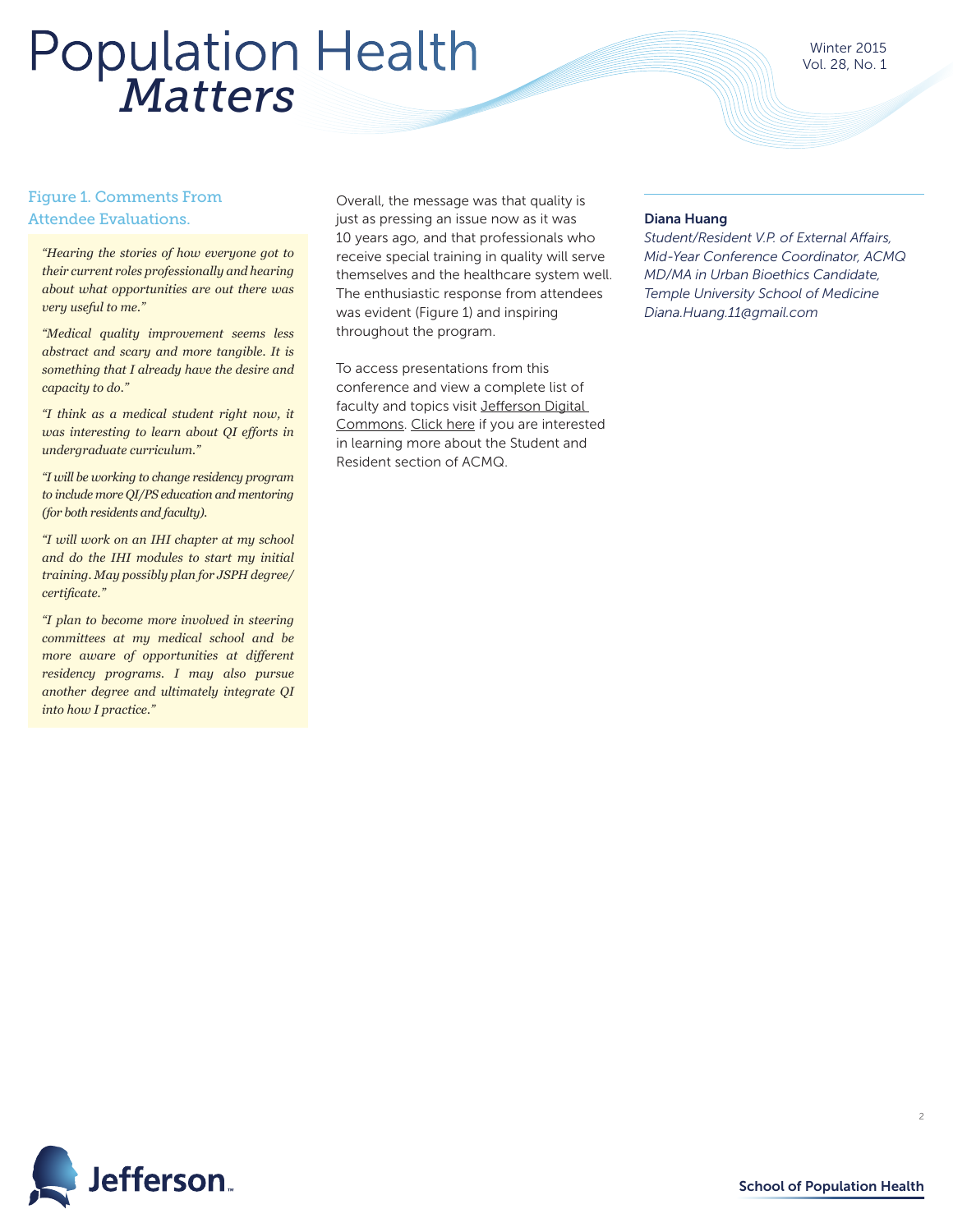### Figure 1. Comments From Attendee Evaluations.

*"Hearing the stories of how everyone got to their current roles professionally and hearing about what opportunities are out there was very useful to me."*

*"Medical quality improvement seems less abstract and scary and more tangible. It is something that I already have the desire and capacity to do."*

*"I think as a medical student right now, it was interesting to learn about QI efforts in undergraduate curriculum."*

*"I will be working to change residency program to include more QI/PS education and mentoring (for both residents and faculty).*

*"I will work on an IHI chapter at my school and do the IHI modules to start my initial training. May possibly plan for JSPH degree/certificate."*

*"I plan to become more involved in steering committees at my medical school and be more aware of opportunities at different residency programs. I may also pursue another degree and ultimately integrate QI into how I practice."*

Overall, the message was that quality is just as pressing an issue now as it was 10 years ago, and that professionals who receive special training in quality will serve themselves and the healthcare system well. The enthusiastic response from attendees was evident (Figure 1) and inspiring throughout the program.

To access presentations from this conference and view a complete list of faculty and topics visit Jefferson Digital Commons. Click here if you are interested in learning more about the Student and Resident section of ACMQ.

**Diana Huang**
*Student/Resident V.P. of External Affairs,*
*Mid-Year Conference Coordinator, ACMQ*
*MD/MA in Urban Bioethics Candidate,*
*Temple University School of Medicine*
*Diana.Huang.11@gmail.com*